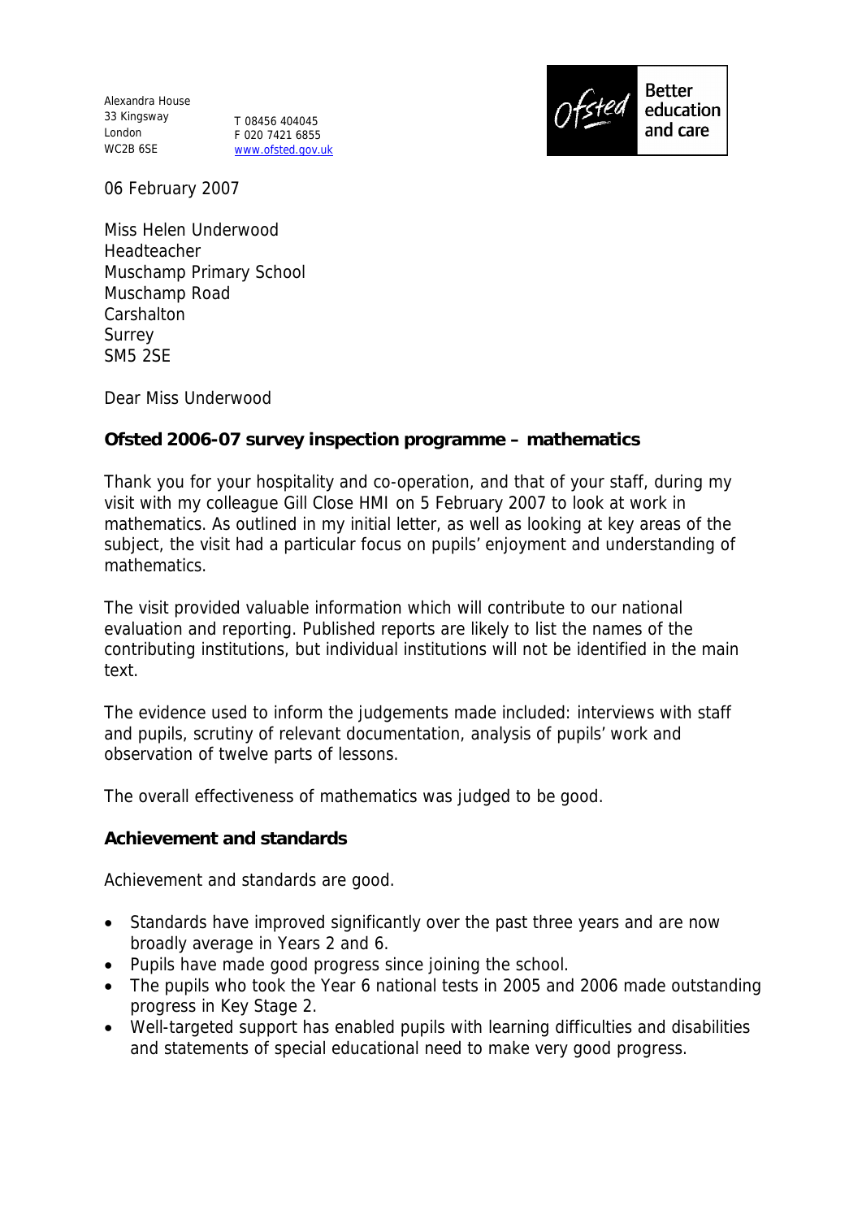Alexandra House
33 Kingsway
London
WC2B 6SE

T 08456 404045
F 020 7421 6855
www.ofsted.gov.uk

Ofsted Better education and care

06 February 2007

Miss Helen Underwood
Headteacher
Muschamp Primary School
Muschamp Road
Carshalton
Surrey
SM5 2SE

Dear Miss Underwood

**Ofsted 2006-07 survey inspection programme – mathematics**

Thank you for your hospitality and co-operation, and that of your staff, during my visit with my colleague Gill Close HMI on 5 February 2007 to look at work in mathematics. As outlined in my initial letter, as well as looking at key areas of the subject, the visit had a particular focus on pupils' enjoyment and understanding of mathematics.

The visit provided valuable information which will contribute to our national evaluation and reporting. Published reports are likely to list the names of the contributing institutions, but individual institutions will not be identified in the main text.

The evidence used to inform the judgements made included: interviews with staff and pupils, scrutiny of relevant documentation, analysis of pupils' work and observation of twelve parts of lessons.

The overall effectiveness of mathematics was judged to be good.

**Achievement and standards**

Achievement and standards are good.

- Standards have improved significantly over the past three years and are now broadly average in Years 2 and 6.
- Pupils have made good progress since joining the school.
- The pupils who took the Year 6 national tests in 2005 and 2006 made outstanding progress in Key Stage 2.
- Well-targeted support has enabled pupils with learning difficulties and disabilities and statements of special educational need to make very good progress.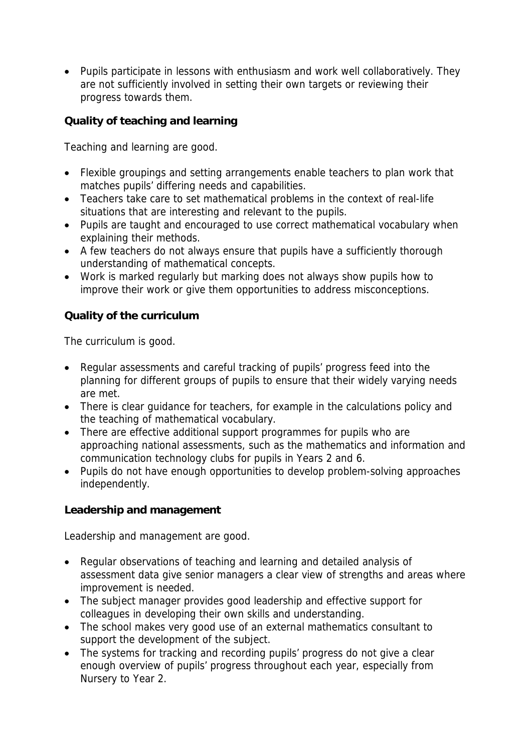- Pupils participate in lessons with enthusiasm and work well collaboratively. They are not sufficiently involved in setting their own targets or reviewing their progress towards them.

**Quality of teaching and learning**

Teaching and learning are good.

- Flexible groupings and setting arrangements enable teachers to plan work that matches pupils' differing needs and capabilities.
- Teachers take care to set mathematical problems in the context of real-life situations that are interesting and relevant to the pupils.
- Pupils are taught and encouraged to use correct mathematical vocabulary when explaining their methods.
- A few teachers do not always ensure that pupils have a sufficiently thorough understanding of mathematical concepts.
- Work is marked regularly but marking does not always show pupils how to improve their work or give them opportunities to address misconceptions.

**Quality of the curriculum**

The curriculum is good.

- Regular assessments and careful tracking of pupils' progress feed into the planning for different groups of pupils to ensure that their widely varying needs are met.
- There is clear guidance for teachers, for example in the calculations policy and the teaching of mathematical vocabulary.
- There are effective additional support programmes for pupils who are approaching national assessments, such as the mathematics and information and communication technology clubs for pupils in Years 2 and 6.
- Pupils do not have enough opportunities to develop problem-solving approaches independently.

**Leadership and management**

Leadership and management are good.

- Regular observations of teaching and learning and detailed analysis of assessment data give senior managers a clear view of strengths and areas where improvement is needed.
- The subject manager provides good leadership and effective support for colleagues in developing their own skills and understanding.
- The school makes very good use of an external mathematics consultant to support the development of the subject.
- The systems for tracking and recording pupils' progress do not give a clear enough overview of pupils' progress throughout each year, especially from Nursery to Year 2.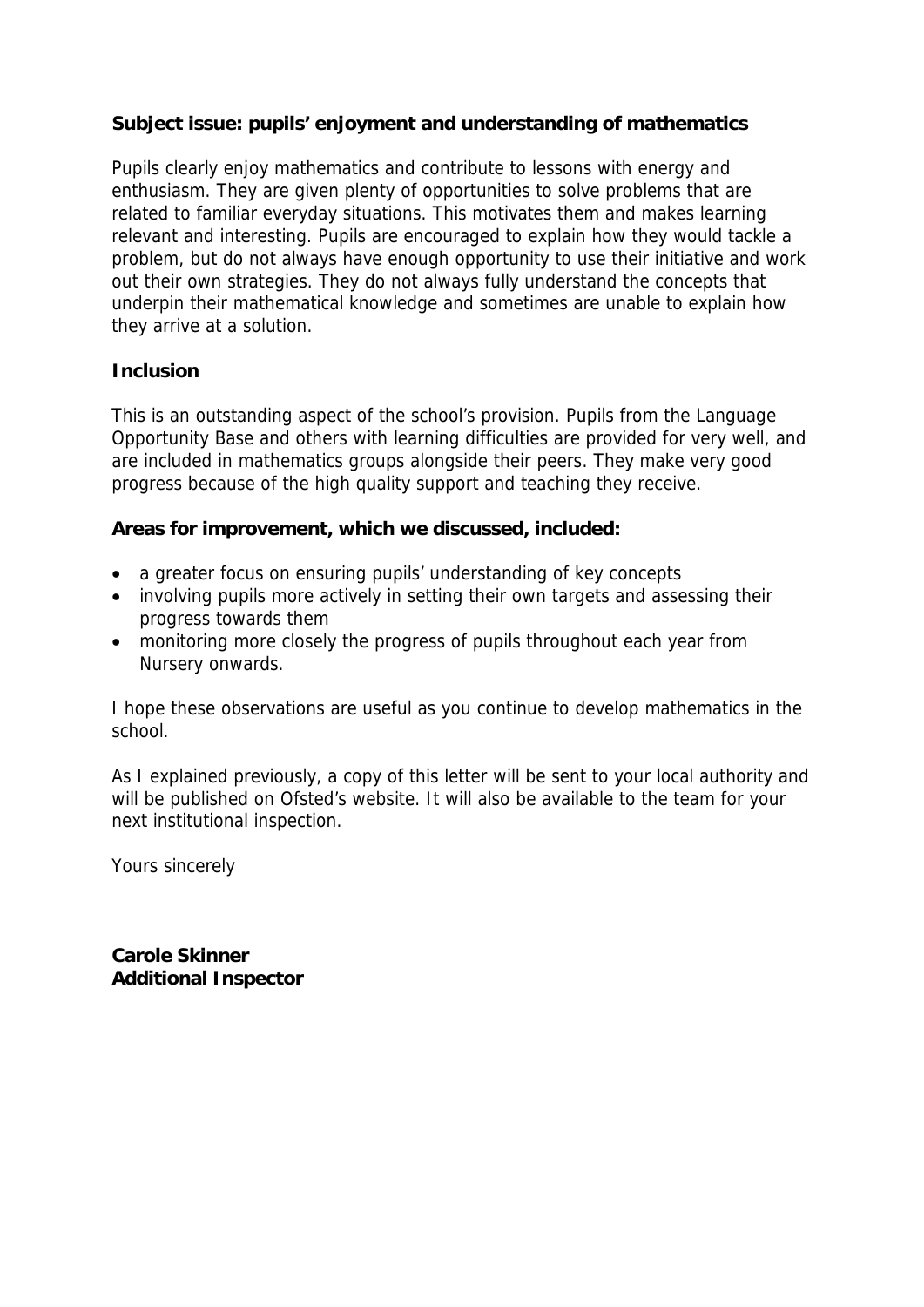**Subject issue: pupils' enjoyment and understanding of mathematics**

Pupils clearly enjoy mathematics and contribute to lessons with energy and enthusiasm. They are given plenty of opportunities to solve problems that are related to familiar everyday situations. This motivates them and makes learning relevant and interesting. Pupils are encouraged to explain how they would tackle a problem, but do not always have enough opportunity to use their initiative and work out their own strategies. They do not always fully understand the concepts that underpin their mathematical knowledge and sometimes are unable to explain how they arrive at a solution.

**Inclusion**

This is an outstanding aspect of the school's provision. Pupils from the Language Opportunity Base and others with learning difficulties are provided for very well, and are included in mathematics groups alongside their peers. They make very good progress because of the high quality support and teaching they receive.

**Areas for improvement, which we discussed, included:**

- a greater focus on ensuring pupils' understanding of key concepts
- involving pupils more actively in setting their own targets and assessing their progress towards them
- monitoring more closely the progress of pupils throughout each year from Nursery onwards.

I hope these observations are useful as you continue to develop mathematics in the school.

As I explained previously, a copy of this letter will be sent to your local authority and will be published on Ofsted's website. It will also be available to the team for your next institutional inspection.

Yours sincerely

**Carole Skinner**
**Additional Inspector**